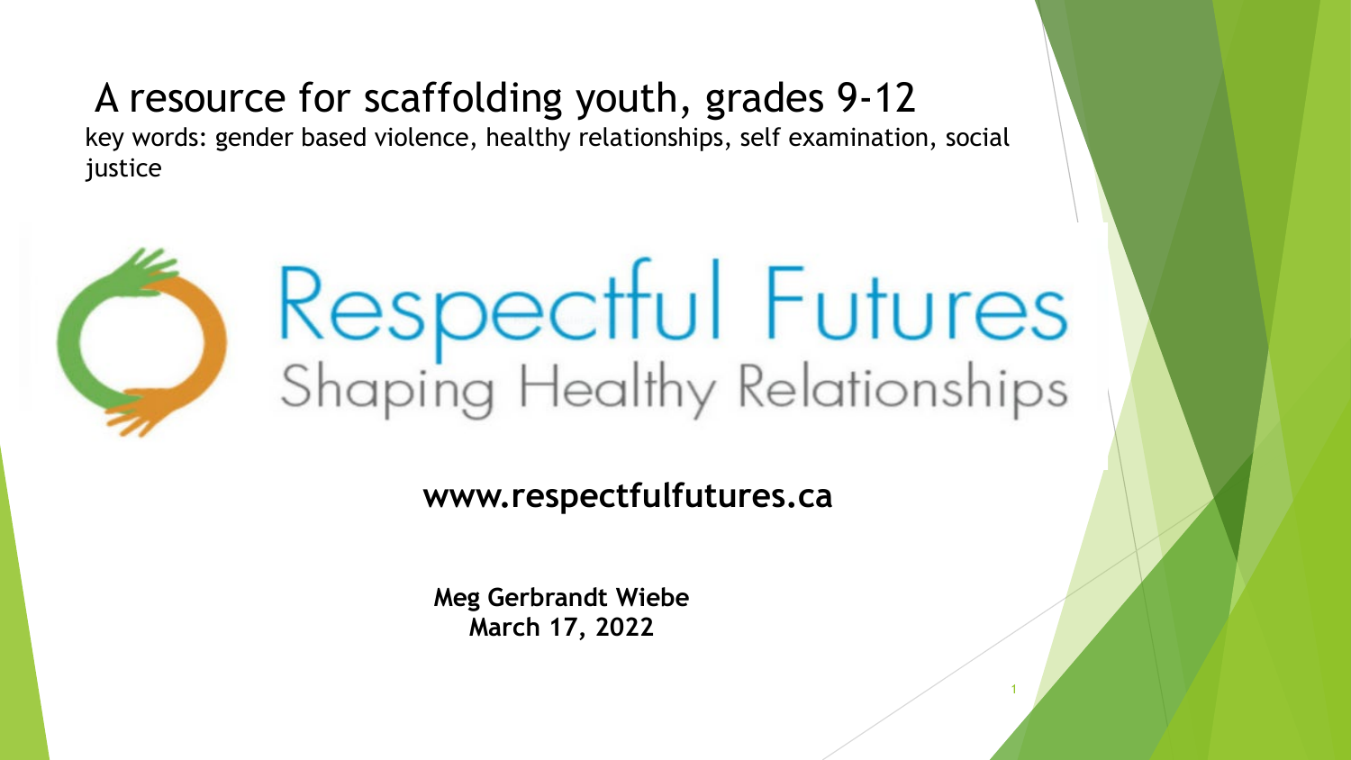# A resource for scaffolding youth, grades 9-12

key words: gender based violence, healthy relationships, self examination, social justice

# Respectful Futures

## Shaping Healthy Relationships

**www.respectfulfutures.ca**

**Meg Gerbrandt Wiebe**
**March 17, 2022**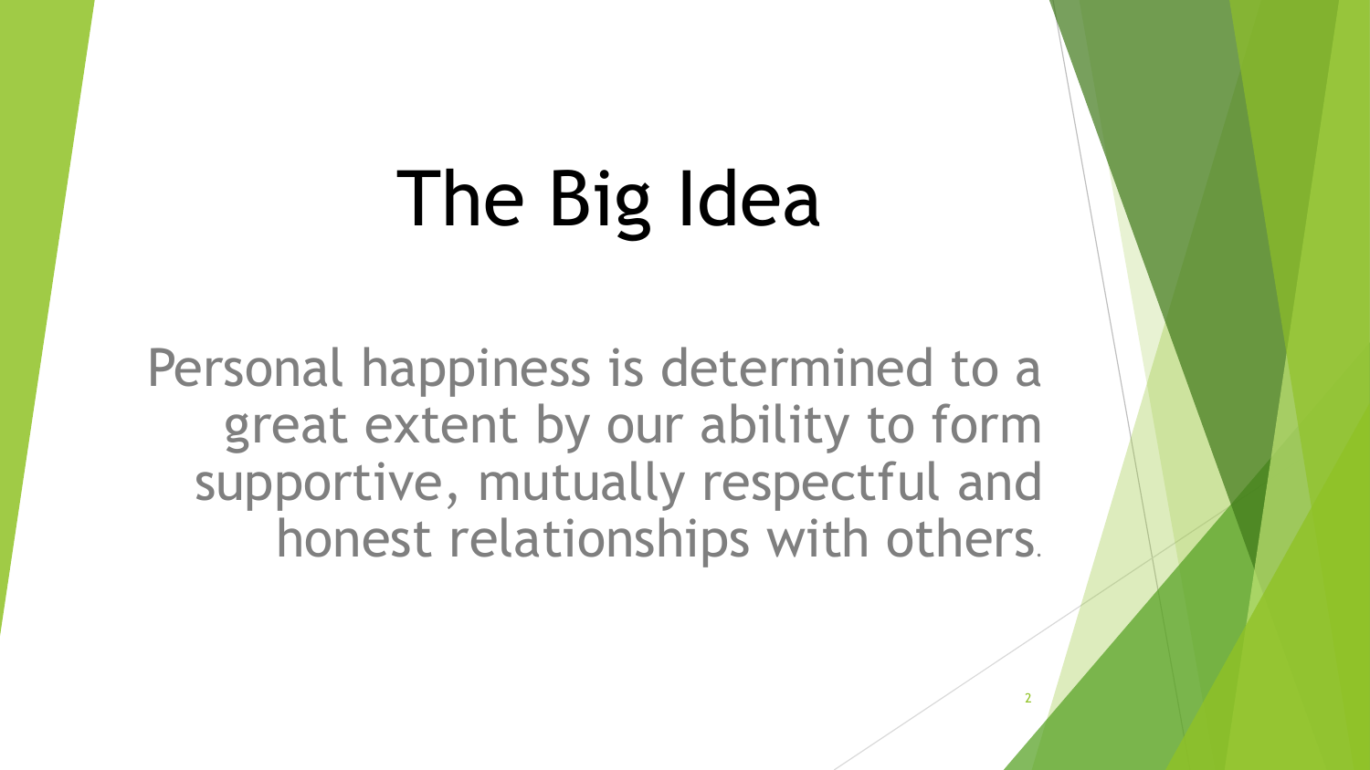# The Big Idea

Personal happiness is determined to a great extent by our ability to form supportive, mutually respectful and honest relationships with others.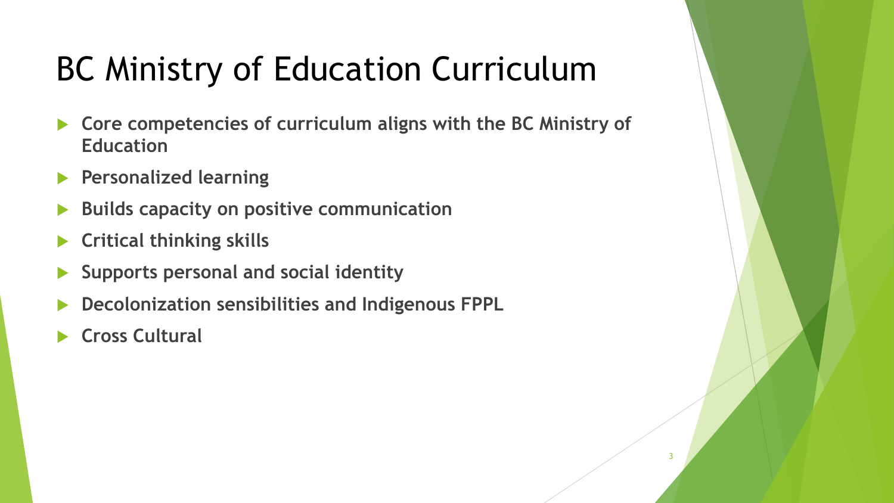# BC Ministry of Education Curriculum

- **Core competencies of curriculum aligns with the BC Ministry of Education**
- **Personalized learning**
- **Builds capacity on positive communication**
- **Critical thinking skills**
- **Supports personal and social identity**
- **Decolonization sensibilities and Indigenous FPPL**
- **Cross Cultural**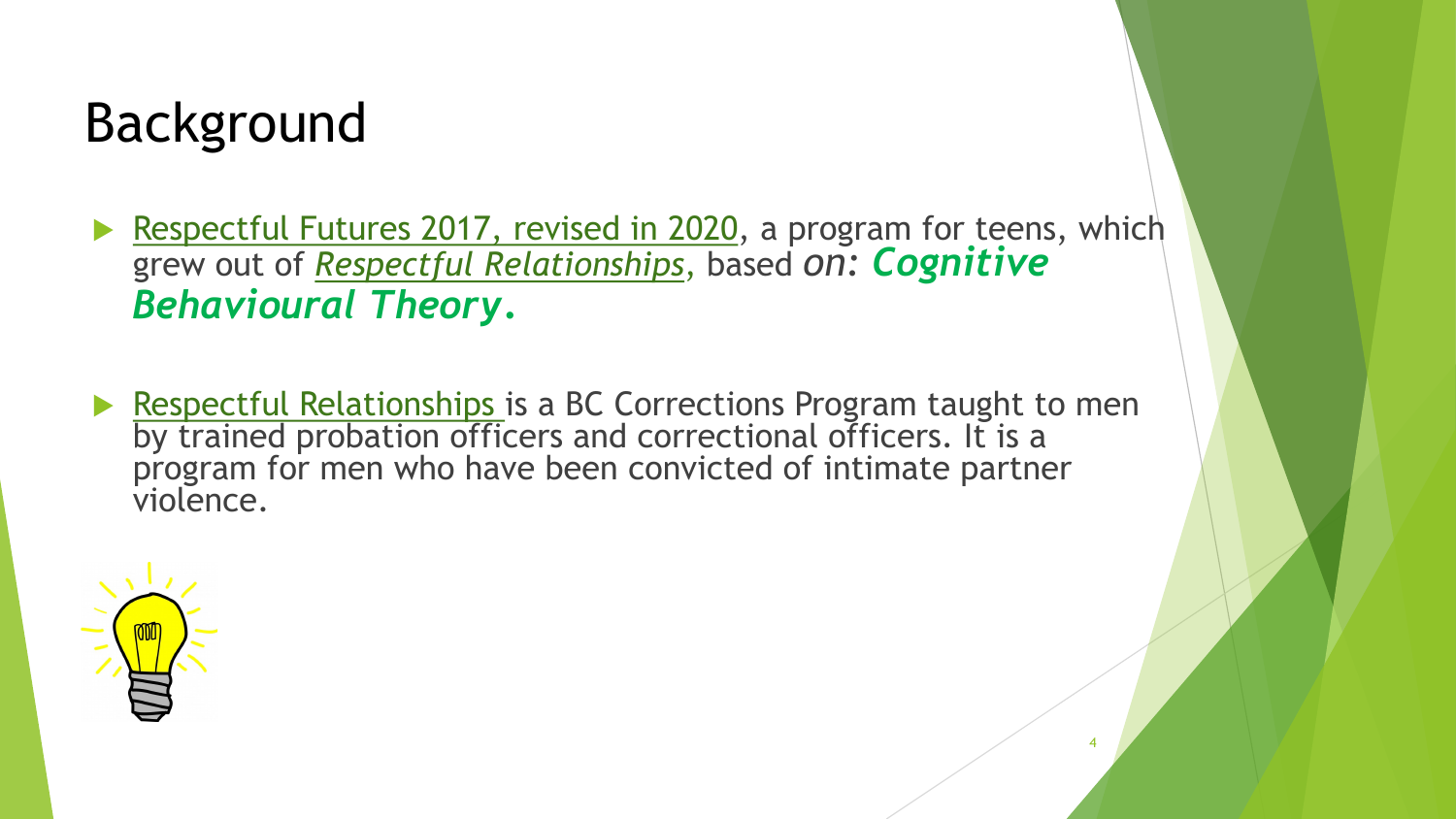# Background

- Respectful Futures 2017, revised in 2020, a program for teens, which grew out of *Respectful Relationships*, based *on: **Cognitive Behavioural Theory.***

- Respectful Relationships is a BC Corrections Program taught to men by trained probation officers and correctional officers. It is a program for men who have been convicted of intimate partner violence.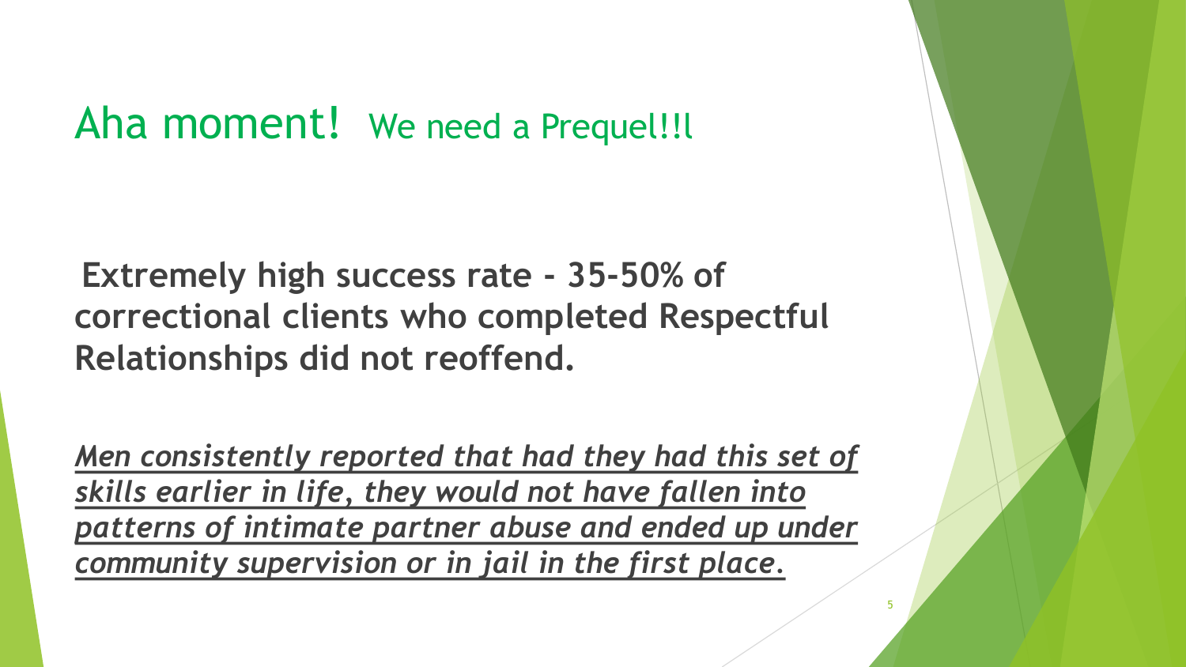# Aha moment! We need a Prequel!!l

**Extremely high success rate - 35-50% of correctional clients who completed Respectful Relationships did not reoffend.**

***Men consistently reported that had they had this set of skills earlier in life, they would not have fallen into patterns of intimate partner abuse and ended up under community supervision or in jail in the first place.***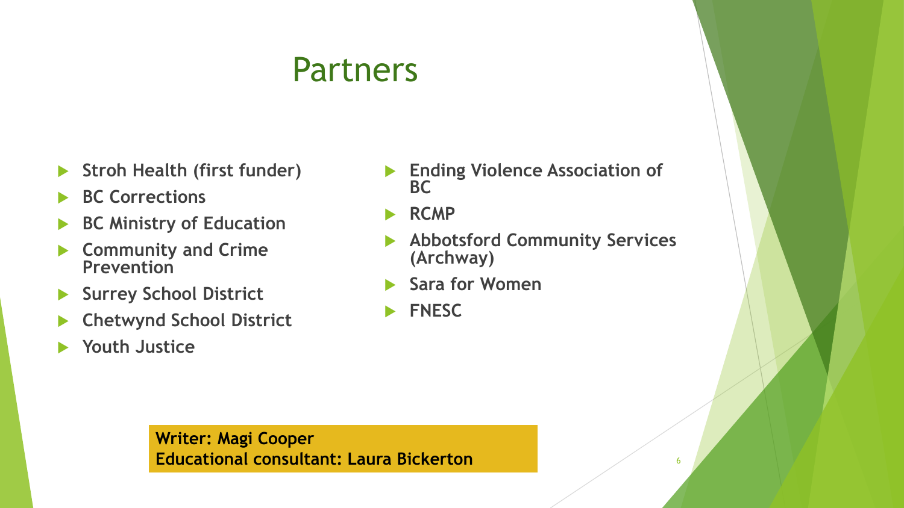# Partners

- **Stroh Health (first funder)**
- **BC Corrections**
- **BC Ministry of Education**
- **Community and Crime Prevention**
- **Surrey School District**
- **Chetwynd School District**
- **Youth Justice**
- **Ending Violence Association of BC**
- **RCMP**
- **Abbotsford Community Services (Archway)**
- **Sara for Women**
- **FNESC**

**Writer: Magi Cooper**
**Educational consultant: Laura Bickerton**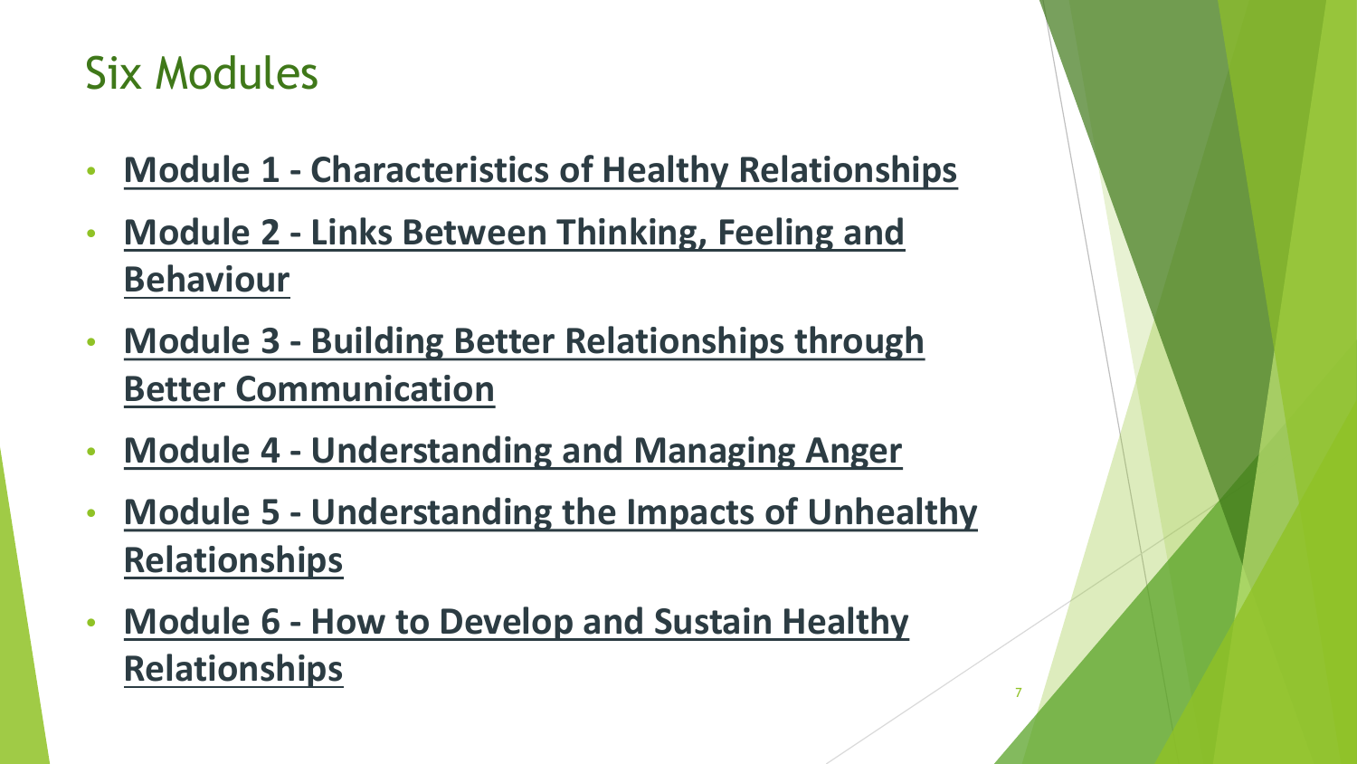# Six Modules

- **Module 1 - Characteristics of Healthy Relationships**
- **Module 2 - Links Between Thinking, Feeling and Behaviour**
- **Module 3 - Building Better Relationships through Better Communication**
- **Module 4 - Understanding and Managing Anger**
- **Module 5 - Understanding the Impacts of Unhealthy Relationships**
- **Module 6 - How to Develop and Sustain Healthy Relationships**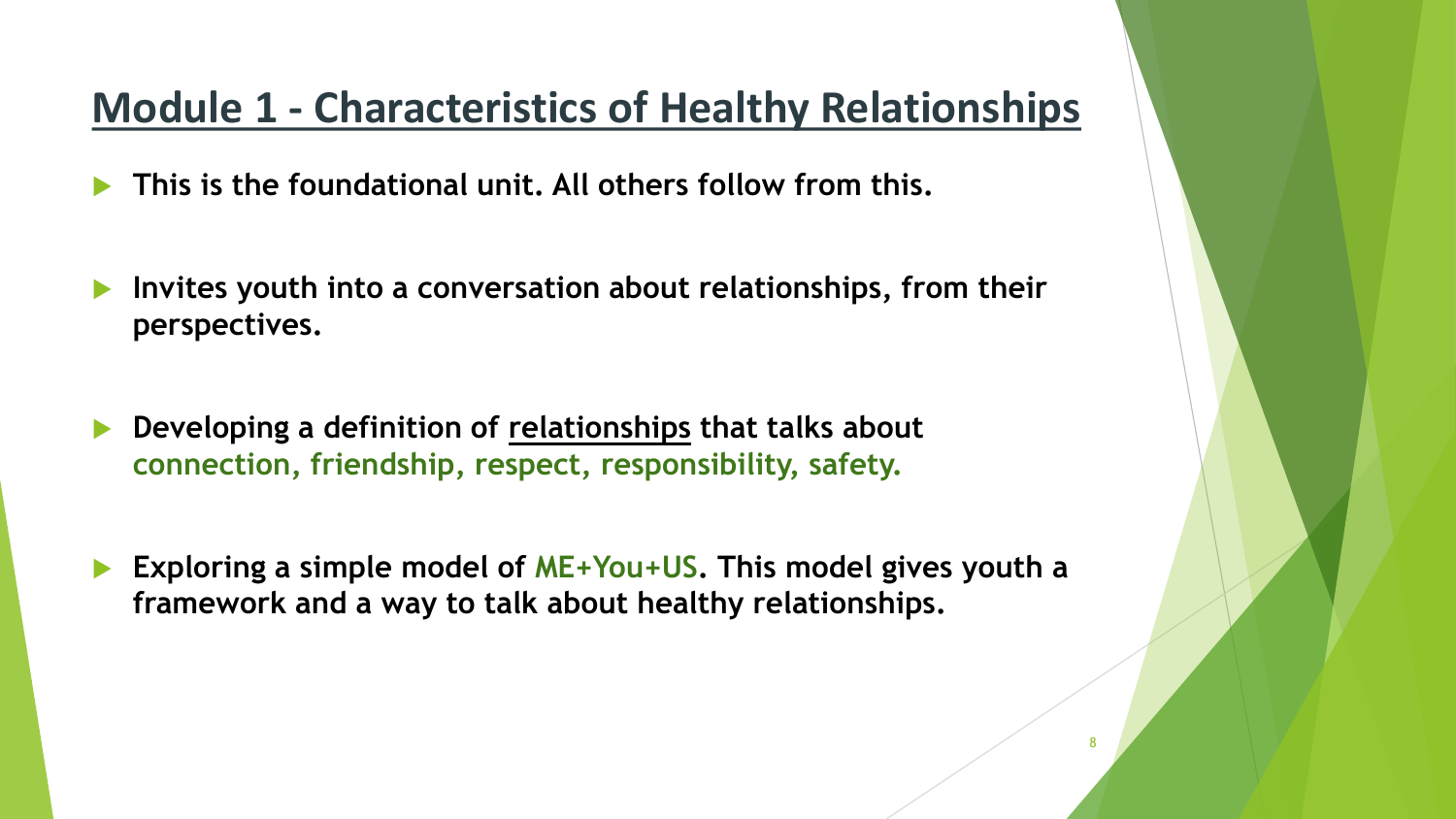## Module 1 - Characteristics of Healthy Relationships

- **This is the foundational unit. All others follow from this.**
- **Invites youth into a conversation about relationships, from their perspectives.**
- **Developing a definition of relationships that talks about connection, friendship, respect, responsibility, safety.**
- **Exploring a simple model of ME+You+US. This model gives youth a framework and a way to talk about healthy relationships.**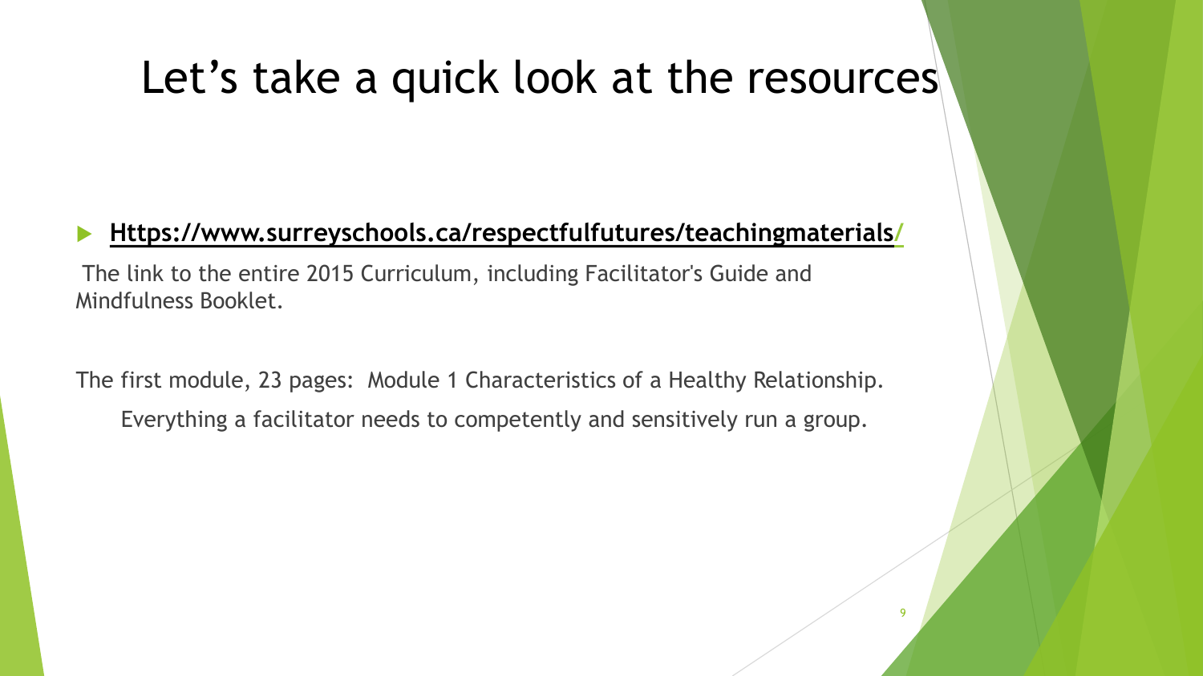# Let's take a quick look at the resources

- **Https://www.surreyschools.ca/respectfulfutures/teachingmaterials/**

The link to the entire 2015 Curriculum, including Facilitator's Guide and Mindfulness Booklet.

The first module, 23 pages: Module 1 Characteristics of a Healthy Relationship.

Everything a facilitator needs to competently and sensitively run a group.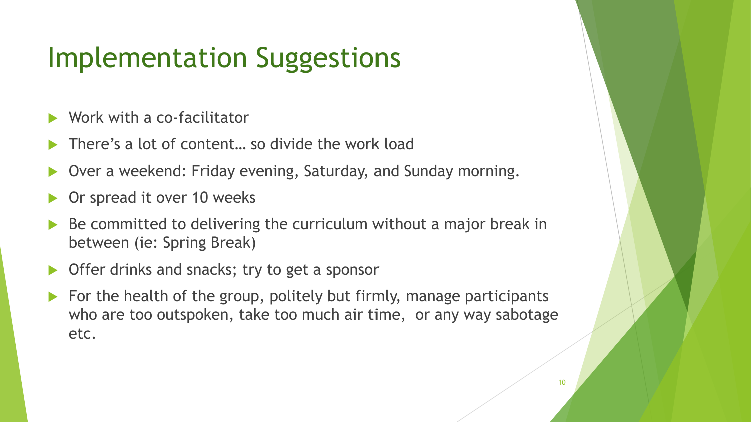# Implementation Suggestions

- Work with a co-facilitator
- There's a lot of content… so divide the work load
- Over a weekend: Friday evening, Saturday, and Sunday morning.
- Or spread it over 10 weeks
- Be committed to delivering the curriculum without a major break in between (ie: Spring Break)
- Offer drinks and snacks; try to get a sponsor
- For the health of the group, politely but firmly, manage participants who are too outspoken, take too much air time, or any way sabotage etc.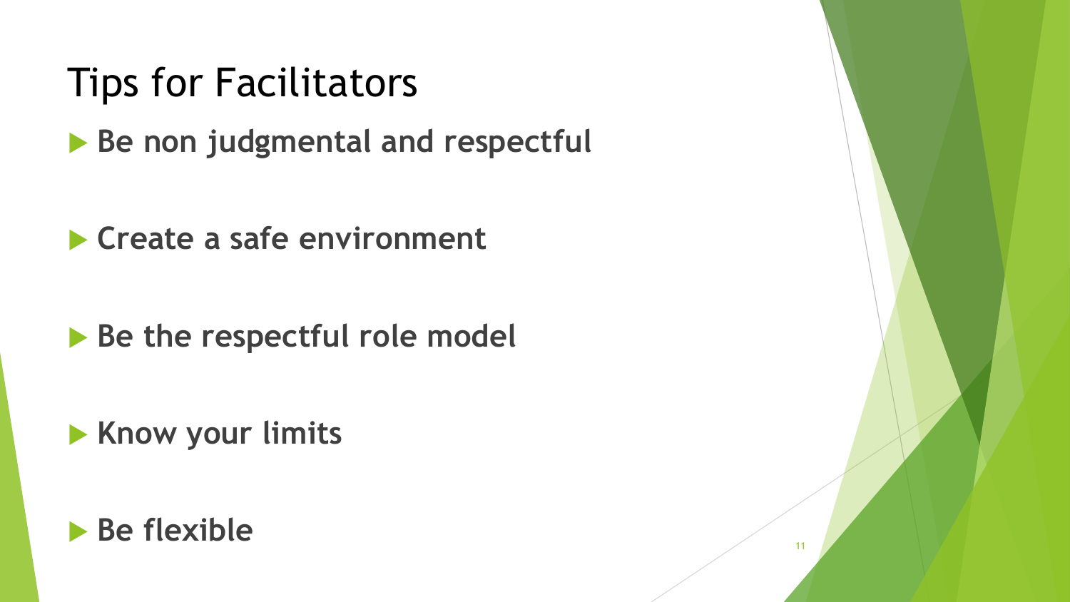# Tips for Facilitators

- **Be non judgmental and respectful**
- **Create a safe environment**
- **Be the respectful role model**
- **Know your limits**
- **Be flexible**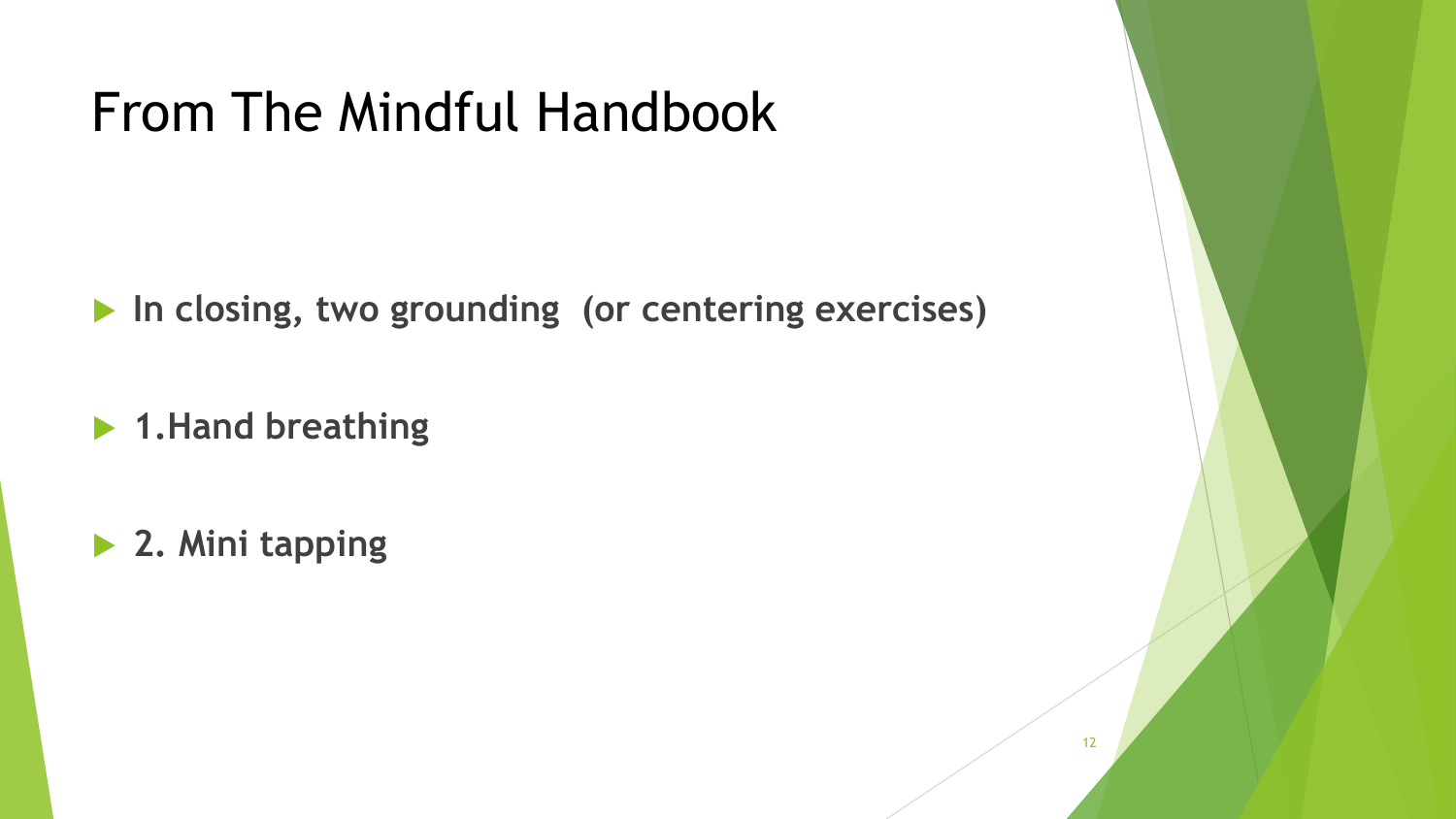# From The Mindful Handbook

- **In closing, two grounding  (or centering exercises)**
- **1.Hand breathing**
- **2. Mini tapping**